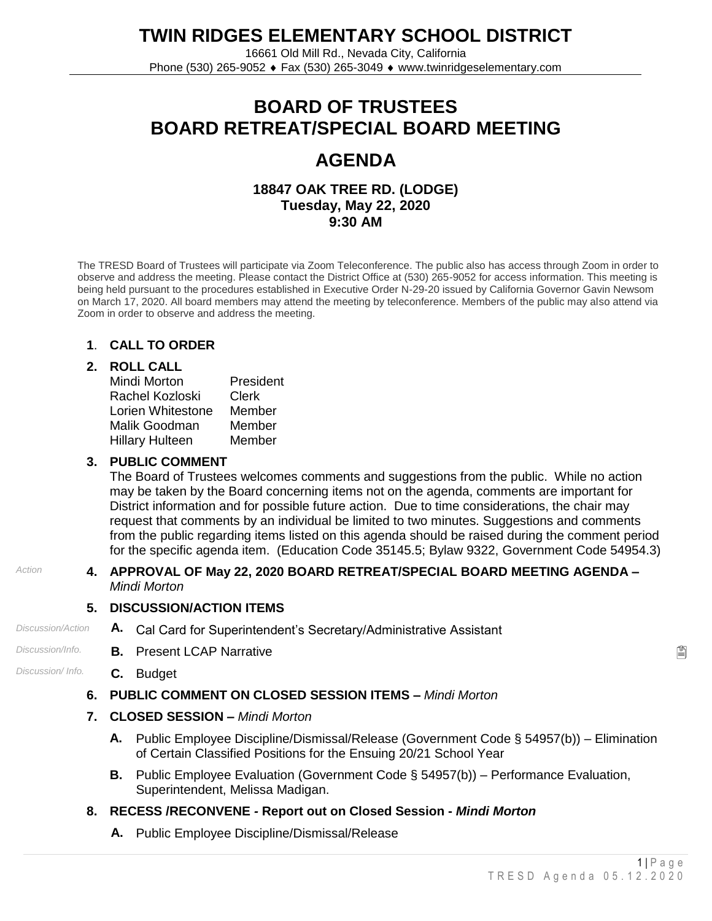# TWIN RIDGES ELEMENTARY SCHOOL DISTRICT

16661 Old Mill Rd., Nevada City, California
Phone (530) 265-9052 ♦ Fax (530) 265-3049 ♦ www.twinridgeselementary.com

# BOARD OF TRUSTEES
# BOARD RETREAT/SPECIAL BOARD MEETING

# AGENDA

### 18847 OAK TREE RD. (LODGE)
### Tuesday, May 22, 2020
### 9:30 AM

The TRESD Board of Trustees will participate via Zoom Teleconference. The public also has access through Zoom in order to observe and address the meeting. Please contact the District Office at (530) 265-9052 for access information. This meeting is being held pursuant to the procedures established in Executive Order N-29-20 issued by California Governor Gavin Newsom on March 17, 2020. All board members may attend the meeting by teleconference. Members of the public may also attend via Zoom in order to observe and address the meeting.

**1. CALL TO ORDER**

**2. ROLL CALL**

| | |
|---|---|
| Mindi Morton | President |
| Rachel Kozloski | Clerk |
| Lorien Whitestone | Member |
| Malik Goodman | Member |
| Hillary Hulteen | Member |

**3. PUBLIC COMMENT**

The Board of Trustees welcomes comments and suggestions from the public. While no action may be taken by the Board concerning items not on the agenda, comments are important for District information and for possible future action. Due to time considerations, the chair may request that comments by an individual be limited to two minutes. Suggestions and comments from the public regarding items listed on this agenda should be raised during the comment period for the specific agenda item. (Education Code 35145.5; Bylaw 9322, Government Code 54954.3)

*Action* **4. APPROVAL OF May 22, 2020 BOARD RETREAT/SPECIAL BOARD MEETING AGENDA –** ***Mindi Morton***

**5. DISCUSSION/ACTION ITEMS**

*Discussion/Action* **A.** Cal Card for Superintendent's Secretary/Administrative Assistant

*Discussion/Info.* **B.** Present LCAP Narrative

*Discussion/ Info.* **C.** Budget

**6. PUBLIC COMMENT ON CLOSED SESSION ITEMS –** ***Mindi Morton***

**7. CLOSED SESSION –** ***Mindi Morton***

**A.** Public Employee Discipline/Dismissal/Release (Government Code § 54957(b)) – Elimination of Certain Classified Positions for the Ensuing 20/21 School Year

**B.** Public Employee Evaluation (Government Code § 54957(b)) – Performance Evaluation, Superintendent, Melissa Madigan.

**8. RECESS /RECONVENE - Report out on Closed Session -** ***Mindi Morton***

**A.** Public Employee Discipline/Dismissal/Release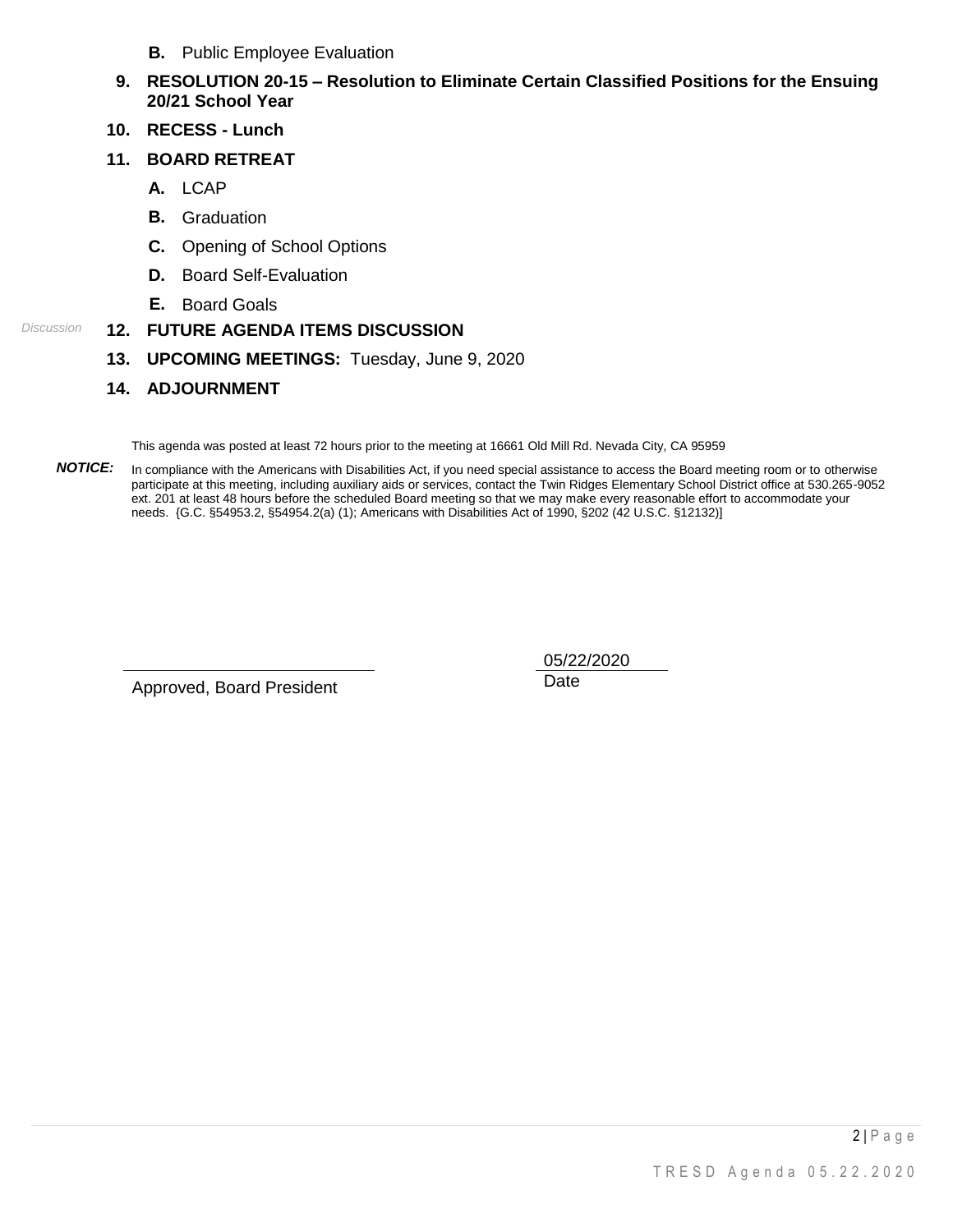**B.** Public Employee Evaluation

**9. RESOLUTION 20-15 – Resolution to Eliminate Certain Classified Positions for the Ensuing 20/21 School Year**

**10. RECESS - Lunch**

**11. BOARD RETREAT**

**A.** LCAP

**B.** Graduation

**C.** Opening of School Options

**D.** Board Self-Evaluation

**E.** Board Goals

*Discussion* **12. FUTURE AGENDA ITEMS DISCUSSION**

**13. UPCOMING MEETINGS:** Tuesday, June 9, 2020

**14. ADJOURNMENT**

This agenda was posted at least 72 hours prior to the meeting at 16661 Old Mill Rd. Nevada City, CA 95959

***NOTICE:*** In compliance with the Americans with Disabilities Act, if you need special assistance to access the Board meeting room or to otherwise participate at this meeting, including auxiliary aids or services, contact the Twin Ridges Elementary School District office at 530.265-9052 ext. 201 at least 48 hours before the scheduled Board meeting so that we may make every reasonable effort to accommodate your needs. {G.C. §54953.2, §54954.2(a) (1); Americans with Disabilities Act of 1990, §202 (42 U.S.C. §12132)]

\_\_\_\_\_\_\_\_\_\_\_\_\_\_\_\_\_\_\_\_\_\_\_\_\_\_\_\_
Approved, Board President

05/22/2020
Date